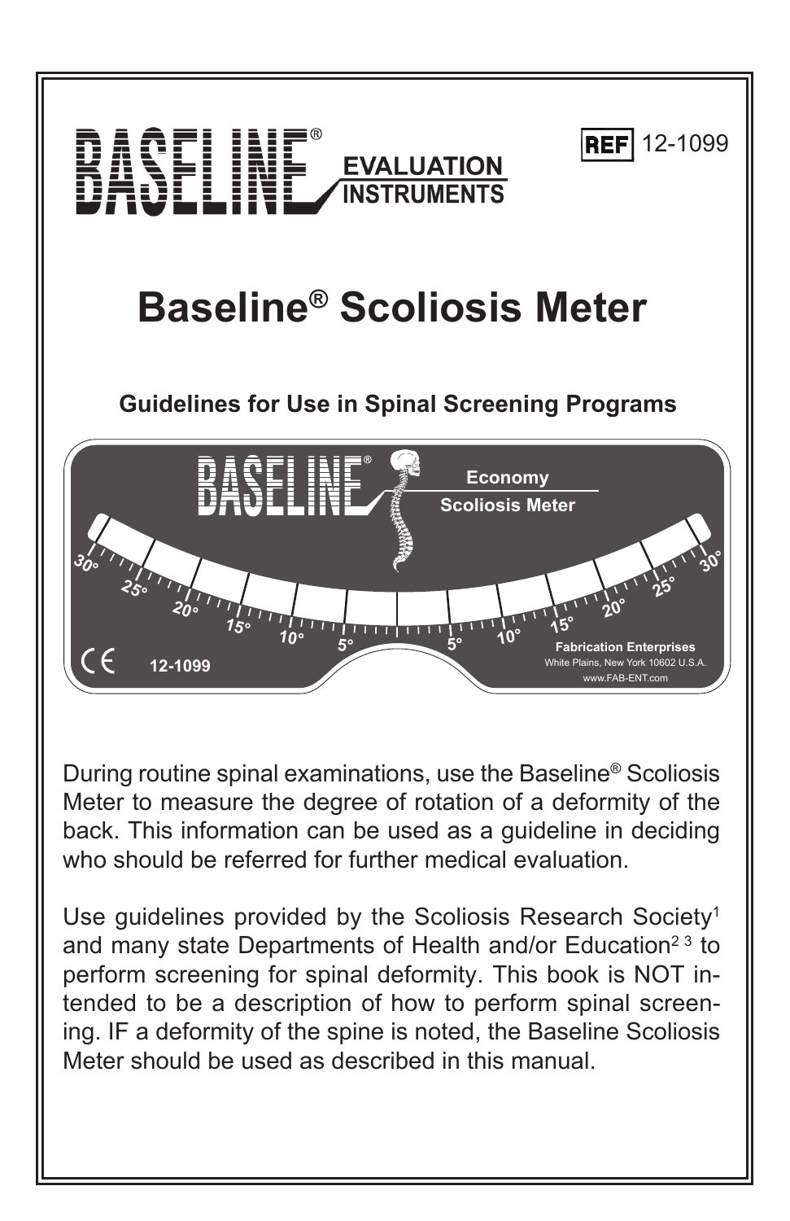BASELINE® EVALUATION INSTRUMENTS

REF 12-1099

# Baseline® Scoliosis Meter

### Guidelines for Use in Spinal Screening Programs

BASELINE®
Economy
Scoliosis Meter

30° 25° 20° 15° 10° 5° 5° 10° 15° 20° 25° 30°

CE 12-1099

Fabrication Enterprises
White Plains, New York 10602 U.S.A.
www.FAB-ENT.com

During routine spinal examinations, use the Baseline® Scoliosis Meter to measure the degree of rotation of a deformity of the back. This information can be used as a guideline in deciding who should be referred for further medical evaluation.

Use guidelines provided by the Scoliosis Research Society[1] and many state Departments of Health and/or Education[2,3] to perform screening for spinal deformity. This book is NOT intended to be a description of how to perform spinal screening. IF a deformity of the spine is noted, the Baseline Scoliosis Meter should be used as described in this manual.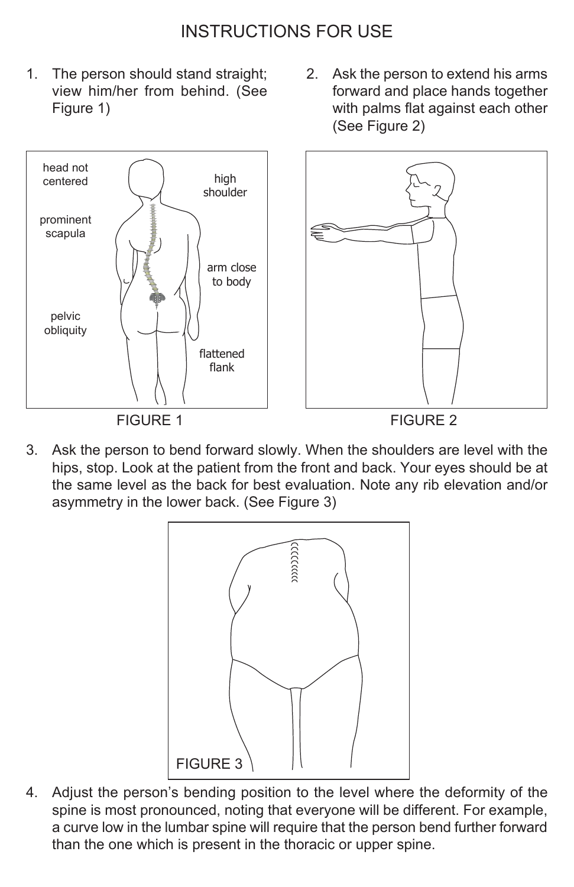# INSTRUCTIONS FOR USE

1. The person should stand straight; view him/her from behind. (See Figure 1)

head not centered

prominent scapula

pelvic obliquity

high shoulder

arm close to body

flattened flank

FIGURE 1

2. Ask the person to extend his arms forward and place hands together with palms flat against each other (See Figure 2)

FIGURE 2

3. Ask the person to bend forward slowly. When the shoulders are level with the hips, stop. Look at the patient from the front and back. Your eyes should be at the same level as the back for best evaluation. Note any rib elevation and/or asymmetry in the lower back. (See Figure 3)

FIGURE 3

4. Adjust the person's bending position to the level where the deformity of the spine is most pronounced, noting that everyone will be different. For example, a curve low in the lumbar spine will require that the person bend further forward than the one which is present in the thoracic or upper spine.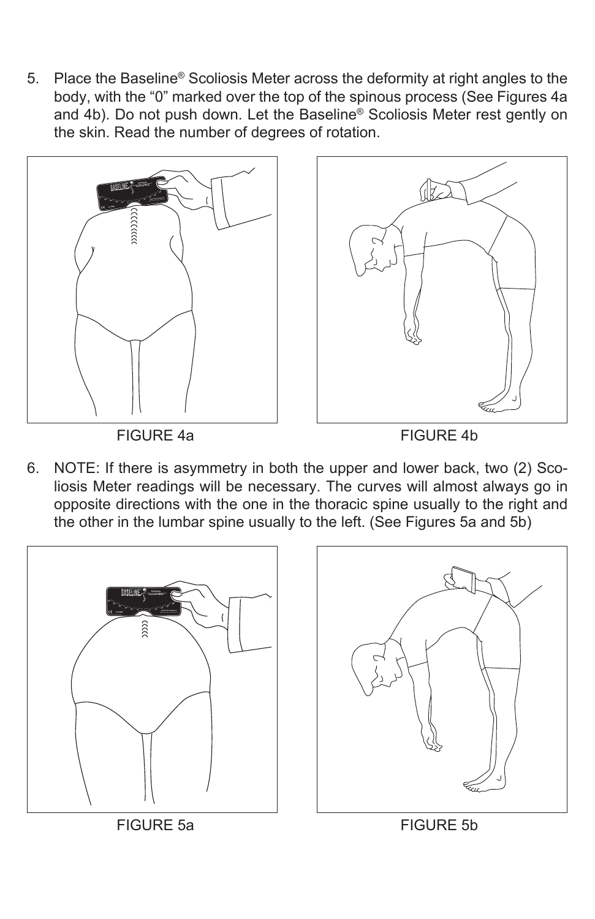5. Place the Baseline® Scoliosis Meter across the deformity at right angles to the body, with the “0” marked over the top of the spinous process (See Figures 4a and 4b). Do not push down. Let the Baseline® Scoliosis Meter rest gently on the skin. Read the number of degrees of rotation.

FIGURE 4a

FIGURE 4b

6. NOTE: If there is asymmetry in both the upper and lower back, two (2) Scoliosis Meter readings will be necessary. The curves will almost always go in opposite directions with the one in the thoracic spine usually to the right and the other in the lumbar spine usually to the left. (See Figures 5a and 5b)

FIGURE 5a

FIGURE 5b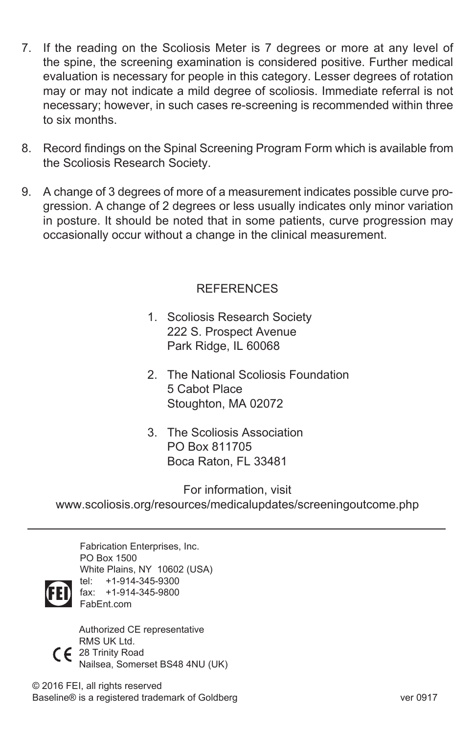7. If the reading on the Scoliosis Meter is 7 degrees or more at any level of the spine, the screening examination is considered positive. Further medical evaluation is necessary for people in this category. Lesser degrees of rotation may or may not indicate a mild degree of scoliosis. Immediate referral is not necessary; however, in such cases re-screening is recommended within three to six months.

8. Record findings on the Spinal Screening Program Form which is available from the Scoliosis Research Society.

9. A change of 3 degrees of more of a measurement indicates possible curve progression. A change of 2 degrees or less usually indicates only minor variation in posture. It should be noted that in some patients, curve progression may occasionally occur without a change in the clinical measurement.

## REFERENCES

1. Scoliosis Research Society
   222 S. Prospect Avenue
   Park Ridge, IL 60068

2. The National Scoliosis Foundation
   5 Cabot Place
   Stoughton, MA 02072

3. The Scoliosis Association
   PO Box 811705
   Boca Raton, FL 33481

For information, visit
www.scoliosis.org/resources/medicalupdates/screeningoutcome.php

---

FEI

Fabrication Enterprises, Inc.
PO Box 1500
White Plains, NY 10602 (USA)
tel: +1-914-345-9300
fax: +1-914-345-9800
FabEnt.com

CE

Authorized CE representative
RMS UK Ltd.
28 Trinity Road
Nailsea, Somerset BS48 4NU (UK)

© 2016 FEI, all rights reserved
Baseline® is a registered trademark of Goldberg

ver 0917